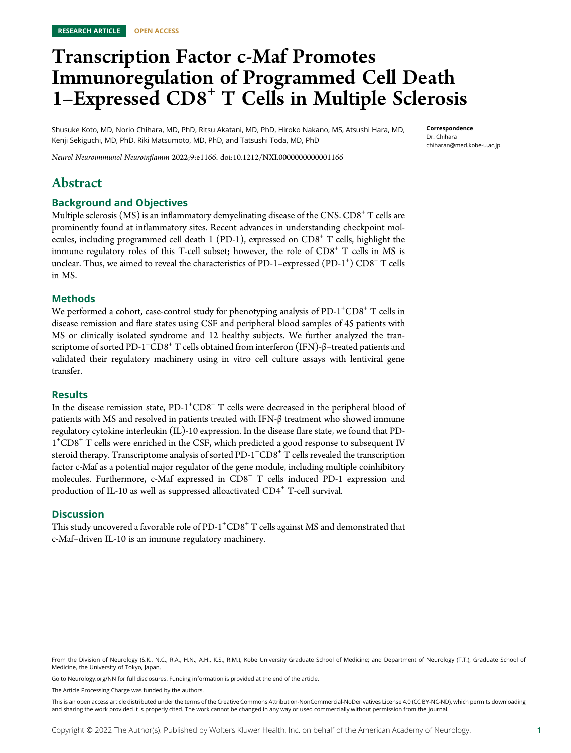RESEARCH ARTICLE OPEN ACCESS

# Transcription Factor c-Maf Promotes Immunoregulation of Programmed Cell Death 1–Expressed CD8$^+$ T Cells in Multiple Sclerosis

Shusuke Koto, MD, Norio Chihara, MD, PhD, Ritsu Akatani, MD, PhD, Hiroko Nakano, MS, Atsushi Hara, MD, Kenji Sekiguchi, MD, PhD, Riki Matsumoto, MD, PhD, and Tatsushi Toda, MD, PhD

*Neurol Neuroimmunol Neuroinflamm* 2022;9:e1166. doi:10.1212/NXI.0000000000001166

**Correspondence**
Dr. Chihara
chiharan@med.kobe-u.ac.jp

# Abstract

## Background and Objectives

Multiple sclerosis (MS) is an inflammatory demyelinating disease of the CNS. CD8$^+$ T cells are prominently found at inflammatory sites. Recent advances in understanding checkpoint molecules, including programmed cell death 1 (PD-1), expressed on CD8$^+$ T cells, highlight the immune regulatory roles of this T-cell subset; however, the role of CD8$^+$ T cells in MS is unclear. Thus, we aimed to reveal the characteristics of PD-1–expressed (PD-1$^+$) CD8$^+$ T cells in MS.

## Methods

We performed a cohort, case-control study for phenotyping analysis of PD-1$^+$CD8$^+$ T cells in disease remission and flare states using CSF and peripheral blood samples of 45 patients with MS or clinically isolated syndrome and 12 healthy subjects. We further analyzed the transcriptome of sorted PD-1$^+$CD8$^+$ T cells obtained from interferon (IFN)-β–treated patients and validated their regulatory machinery using in vitro cell culture assays with lentiviral gene transfer.

## Results

In the disease remission state, PD-1$^+$CD8$^+$ T cells were decreased in the peripheral blood of patients with MS and resolved in patients treated with IFN-β treatment who showed immune regulatory cytokine interleukin (IL)-10 expression. In the disease flare state, we found that PD-1$^+$CD8$^+$ T cells were enriched in the CSF, which predicted a good response to subsequent IV steroid therapy. Transcriptome analysis of sorted PD-1$^+$CD8$^+$ T cells revealed the transcription factor c-Maf as a potential major regulator of the gene module, including multiple coinhibitory molecules. Furthermore, c-Maf expressed in CD8$^+$ T cells induced PD-1 expression and production of IL-10 as well as suppressed alloactivated CD4$^+$ T-cell survival.

## Discussion

This study uncovered a favorable role of PD-1$^+$CD8$^+$ T cells against MS and demonstrated that c-Maf–driven IL-10 is an immune regulatory machinery.

From the Division of Neurology (S.K., N.C., R.A., H.N., A.H., K.S., R.M.), Kobe University Graduate School of Medicine; and Department of Neurology (T.T.), Graduate School of Medicine, the University of Tokyo, Japan.

Go to Neurology.org/NN for full disclosures. Funding information is provided at the end of the article.

The Article Processing Charge was funded by the authors.

This is an open access article distributed under the terms of the Creative Commons Attribution-NonCommercial-NoDerivatives License 4.0 (CC BY-NC-ND), which permits downloading and sharing the work provided it is properly cited. The work cannot be changed in any way or used commercially without permission from the journal.

Copyright © 2022 The Author(s). Published by Wolters Kluwer Health, Inc. on behalf of the American Academy of Neurology.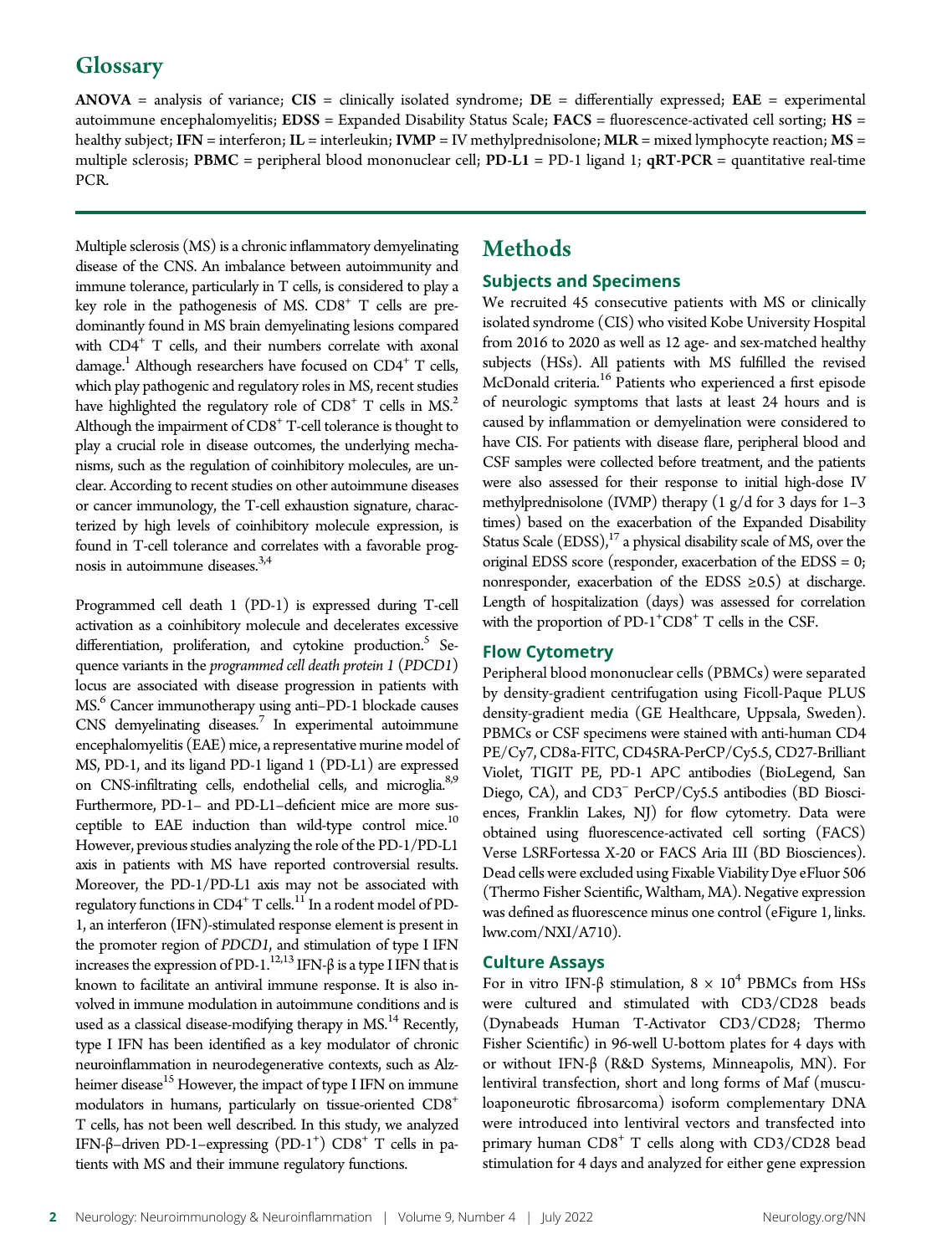## Glossary

**ANOVA** = analysis of variance; **CIS** = clinically isolated syndrome; **DE** = differentially expressed; **EAE** = experimental autoimmune encephalomyelitis; **EDSS** = Expanded Disability Status Scale; **FACS** = fluorescence-activated cell sorting; **HS** = healthy subject; **IFN** = interferon; **IL** = interleukin; **IVMP** = IV methylprednisolone; **MLR** = mixed lymphocyte reaction; **MS** = multiple sclerosis; **PBMC** = peripheral blood mononuclear cell; **PD-L1** = PD-1 ligand 1; **qRT-PCR** = quantitative real-time PCR.

Multiple sclerosis (MS) is a chronic inflammatory demyelinating disease of the CNS. An imbalance between autoimmunity and immune tolerance, particularly in T cells, is considered to play a key role in the pathogenesis of MS. $CD8^+$ T cells are predominantly found in MS brain demyelinating lesions compared with $CD4^+$ T cells, and their numbers correlate with axonal damage.[1] Although researchers have focused on $CD4^+$ T cells, which play pathogenic and regulatory roles in MS, recent studies have highlighted the regulatory role of $CD8^+$ T cells in MS.[2] Although the impairment of $CD8^+$ T-cell tolerance is thought to play a crucial role in disease outcomes, the underlying mechanisms, such as the regulation of coinhibitory molecules, are unclear. According to recent studies on other autoimmune diseases or cancer immunology, the T-cell exhaustion signature, characterized by high levels of coinhibitory molecule expression, is found in T-cell tolerance and correlates with a favorable prognosis in autoimmune diseases.[3,4]

Programmed cell death 1 (PD-1) is expressed during T-cell activation as a coinhibitory molecule and decelerates excessive differentiation, proliferation, and cytokine production.[5] Sequence variants in the *programmed cell death protein 1* (*PDCD1*) locus are associated with disease progression in patients with MS.[6] Cancer immunotherapy using anti–PD-1 blockade causes CNS demyelinating diseases.[7] In experimental autoimmune encephalomyelitis (EAE) mice, a representative murine model of MS, PD-1, and its ligand PD-1 ligand 1 (PD-L1) are expressed on CNS-infiltrating cells, endothelial cells, and microglia.[8,9] Furthermore, PD-1– and PD-L1–deficient mice are more susceptible to EAE induction than wild-type control mice.[10] However, previous studies analyzing the role of the PD-1/PD-L1 axis in patients with MS have reported controversial results. Moreover, the PD-1/PD-L1 axis may not be associated with regulatory functions in $CD4^+$ T cells.[11] In a rodent model of PD-1, an interferon (IFN)-stimulated response element is present in the promoter region of *PDCD1*, and stimulation of type I IFN increases the expression of PD-1.[12,13] IFN-β is a type I IFN that is known to facilitate an antiviral immune response. It is also involved in immune modulation in autoimmune conditions and is used as a classical disease-modifying therapy in MS.[14] Recently, type I IFN has been identified as a key modulator of chronic neuroinflammation in neurodegenerative contexts, such as Alzheimer disease[15] However, the impact of type I IFN on immune modulators in humans, particularly on tissue-oriented $CD8^+$ T cells, has not been well described. In this study, we analyzed IFN-β–driven PD-1–expressing ($PD\text{-}1^+$) $CD8^+$ T cells in patients with MS and their immune regulatory functions.

# Methods

## Subjects and Specimens

We recruited 45 consecutive patients with MS or clinically isolated syndrome (CIS) who visited Kobe University Hospital from 2016 to 2020 as well as 12 age- and sex-matched healthy subjects (HSs). All patients with MS fulfilled the revised McDonald criteria.[16] Patients who experienced a first episode of neurologic symptoms that lasts at least 24 hours and is caused by inflammation or demyelination were considered to have CIS. For patients with disease flare, peripheral blood and CSF samples were collected before treatment, and the patients were also assessed for their response to initial high-dose IV methylprednisolone (IVMP) therapy (1 g/d for 3 days for 1–3 times) based on the exacerbation of the Expanded Disability Status Scale (EDSS),[17] a physical disability scale of MS, over the original EDSS score (responder, exacerbation of the EDSS = 0; nonresponder, exacerbation of the EDSS ≥0.5) at discharge. Length of hospitalization (days) was assessed for correlation with the proportion of $PD\text{-}1^+CD8^+$ T cells in the CSF.

## Flow Cytometry

Peripheral blood mononuclear cells (PBMCs) were separated by density-gradient centrifugation using Ficoll-Paque PLUS density-gradient media (GE Healthcare, Uppsala, Sweden). PBMCs or CSF specimens were stained with anti-human CD4 PE/Cy7, CD8a-FITC, CD45RA-PerCP/Cy5.5, CD27-Brilliant Violet, TIGIT PE, PD-1 APC antibodies (BioLegend, San Diego, CA), and $CD3^-$ PerCP/Cy5.5 antibodies (BD Biosciences, Franklin Lakes, NJ) for flow cytometry. Data were obtained using fluorescence-activated cell sorting (FACS) Verse LSRFortessa X-20 or FACS Aria III (BD Biosciences). Dead cells were excluded using Fixable Viability Dye eFluor 506 (Thermo Fisher Scientific, Waltham, MA). Negative expression was defined as fluorescence minus one control (eFigure 1, links.lww.com/NXI/A710).

## Culture Assays

For in vitro IFN-β stimulation, $8 \times 10^4$ PBMCs from HSs were cultured and stimulated with CD3/CD28 beads (Dynabeads Human T-Activator CD3/CD28; Thermo Fisher Scientific) in 96-well U-bottom plates for 4 days with or without IFN-β (R&D Systems, Minneapolis, MN). For lentiviral transfection, short and long forms of Maf (musculoaponeurotic fibrosarcoma) isoform complementary DNA were introduced into lentiviral vectors and transfected into primary human $CD8^+$ T cells along with CD3/CD28 bead stimulation for 4 days and analyzed for either gene expression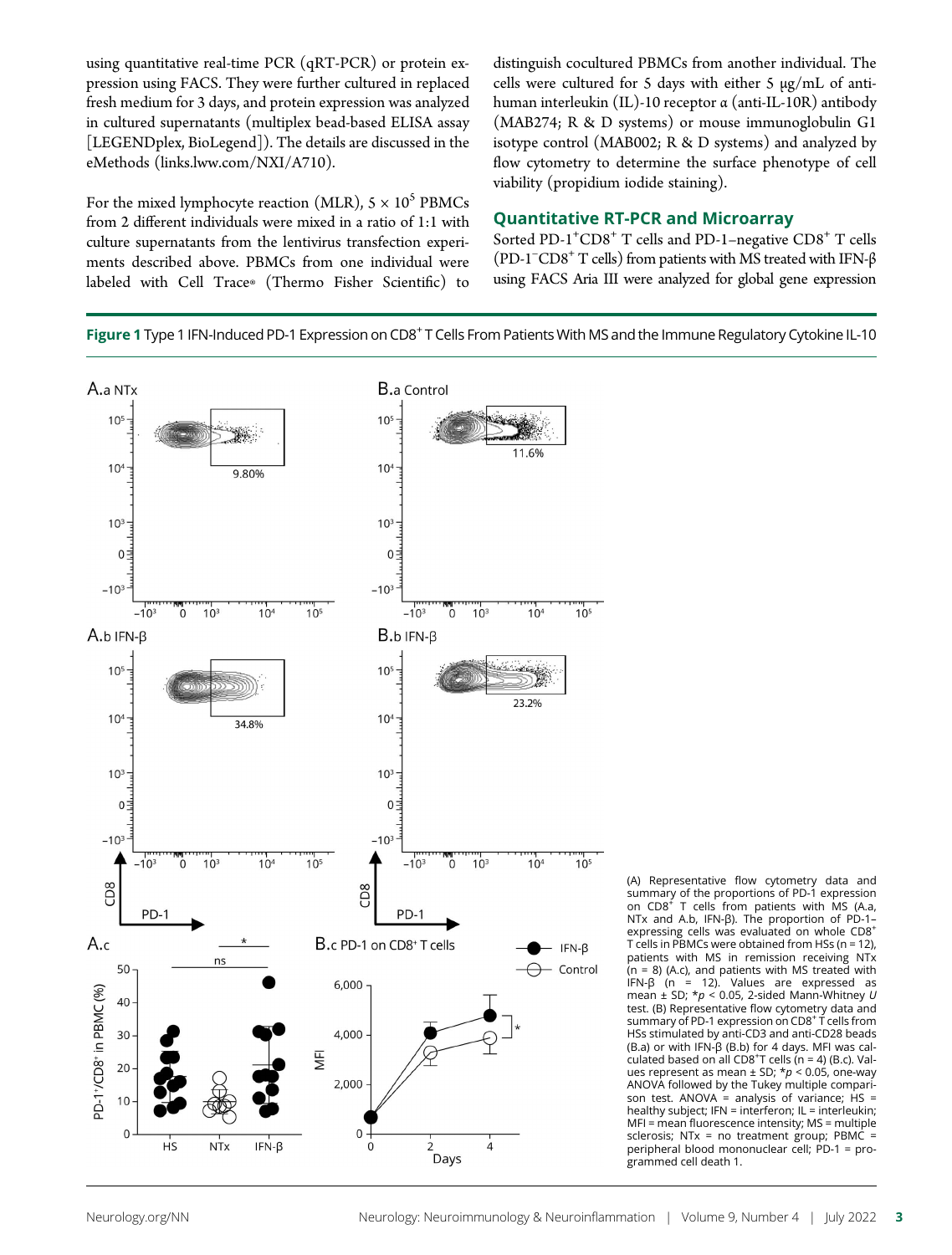using quantitative real-time PCR (qRT-PCR) or protein expression using FACS. They were further cultured in replaced fresh medium for 3 days, and protein expression was analyzed in cultured supernatants (multiplex bead-based ELISA assay [LEGENDplex, BioLegend]). The details are discussed in the eMethods (links.lww.com/NXI/A710).

For the mixed lymphocyte reaction (MLR), $5 \times 10^5$ PBMCs from 2 different individuals were mixed in a ratio of 1:1 with culture supernatants from the lentivirus transfection experiments described above. PBMCs from one individual were labeled with Cell Trace® (Thermo Fisher Scientific) to distinguish cocultured PBMCs from another individual. The cells were cultured for 5 days with either 5 μg/mL of anti-human interleukin (IL)-10 receptor α (anti-IL-10R) antibody (MAB274; R & D systems) or mouse immunoglobulin G1 isotype control (MAB002; R & D systems) and analyzed by flow cytometry to determine the surface phenotype of cell viability (propidium iodide staining).

## Quantitative RT-PCR and Microarray

Sorted PD-1$^+$CD8$^+$ T cells and PD-1–negative CD8$^+$ T cells (PD-1$^-$CD8$^+$ T cells) from patients with MS treated with IFN-β using FACS Aria III were analyzed for global gene expression

**Figure 1** Type 1 IFN-Induced PD-1 Expression on CD8$^+$ T Cells From Patients With MS and the Immune Regulatory Cytokine IL-10

(A) Representative flow cytometry data and summary of the proportions of PD-1 expression on CD8$^+$ T cells from patients with MS (A.a, NTx and A.b, IFN-β). The proportion of PD-1–expressing cells was evaluated on whole CD8$^+$ T cells in PBMCs were obtained from HSs (n = 12), patients with MS in remission receiving NTx (n = 8) (A.c), and patients with MS treated with IFN-β (n = 12). Values are expressed as mean ± SD; *$p < 0.05$, 2-sided Mann-Whitney $U$ test. (B) Representative flow cytometry data and summary of PD-1 expression on CD8$^+$ T cells from HSs stimulated by anti-CD3 and anti-CD28 beads (B.a) or with IFN-β (B.b) for 4 days. MFI was calculated based on all CD8$^+$T cells (n = 4) (B.c). Values represent as mean ± SD; *$p < 0.05$, one-way ANOVA followed by the Tukey multiple comparison test. ANOVA = analysis of variance; HS = healthy subject; IFN = interferon; IL = interleukin; MFI = mean fluorescence intensity; MS = multiple sclerosis; NTx = no treatment group; PBMC = peripheral blood mononuclear cell; PD-1 = programmed cell death 1.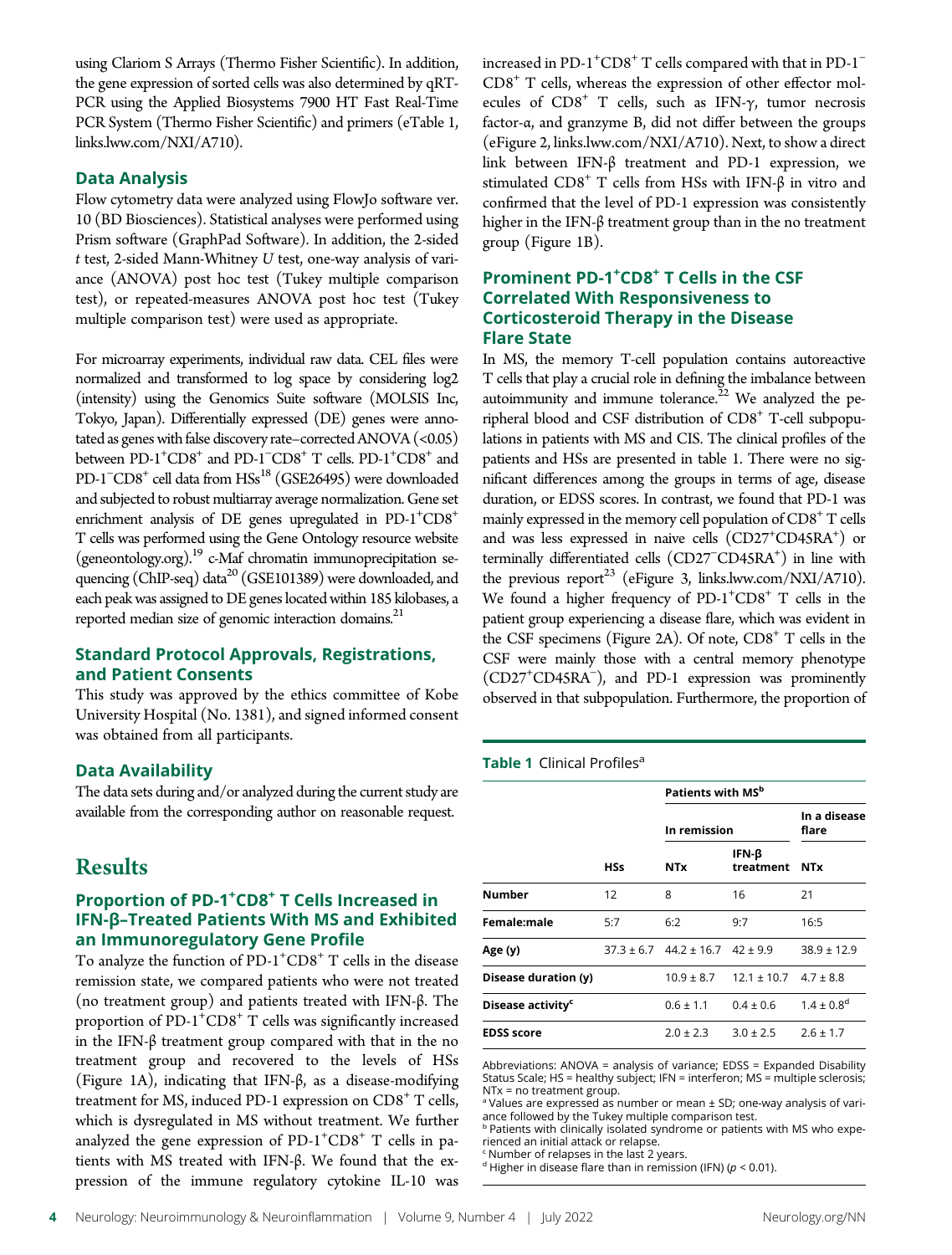using Clariom S Arrays (Thermo Fisher Scientific). In addition, the gene expression of sorted cells was also determined by qRT-PCR using the Applied Biosystems 7900 HT Fast Real-Time PCR System (Thermo Fisher Scientific) and primers (eTable 1, links.lww.com/NXI/A710).

### Data Analysis

Flow cytometry data were analyzed using FlowJo software ver. 10 (BD Biosciences). Statistical analyses were performed using Prism software (GraphPad Software). In addition, the 2-sided *t* test, 2-sided Mann-Whitney *U* test, one-way analysis of variance (ANOVA) post hoc test (Tukey multiple comparison test), or repeated-measures ANOVA post hoc test (Tukey multiple comparison test) were used as appropriate.

For microarray experiments, individual raw data. CEL files were normalized and transformed to log space by considering log2 (intensity) using the Genomics Suite software (MOLSIS Inc, Tokyo, Japan). Differentially expressed (DE) genes were annotated as genes with false discovery rate–corrected ANOVA (<0.05) between PD-1$^+$CD8$^+$ and PD-1$^-$CD8$^+$ T cells. PD-1$^+$CD8$^+$ and PD-1$^-$CD8$^+$ cell data from HSs[18] (GSE26495) were downloaded and subjected to robust multiarray average normalization. Gene set enrichment analysis of DE genes upregulated in PD-1$^+$CD8$^+$ T cells was performed using the Gene Ontology resource website (geneontology.org).[19] c-Maf chromatin immunoprecipitation sequencing (ChIP-seq) data[20] (GSE101389) were downloaded, and each peak was assigned to DE genes located within 185 kilobases, a reported median size of genomic interaction domains.[21]

### Standard Protocol Approvals, Registrations, and Patient Consents

This study was approved by the ethics committee of Kobe University Hospital (No. 1381), and signed informed consent was obtained from all participants.

### Data Availability

The data sets during and/or analyzed during the current study are available from the corresponding author on reasonable request.

## Results

### Proportion of PD-1$^+$CD8$^+$ T Cells Increased in IFN-β–Treated Patients With MS and Exhibited an Immunoregulatory Gene Profile

To analyze the function of PD-1$^+$CD8$^+$ T cells in the disease remission state, we compared patients who were not treated (no treatment group) and patients treated with IFN-β. The proportion of PD-1$^+$CD8$^+$ T cells was significantly increased in the IFN-β treatment group compared with that in the no treatment group and recovered to the levels of HSs (Figure 1A), indicating that IFN-β, as a disease-modifying treatment for MS, induced PD-1 expression on CD8$^+$ T cells, which is dysregulated in MS without treatment. We further analyzed the gene expression of PD-1$^+$CD8$^+$ T cells in patients with MS treated with IFN-β. We found that the expression of the immune regulatory cytokine IL-10 was increased in PD-1$^+$CD8$^+$ T cells compared with that in PD-1$^-$CD8$^+$ T cells, whereas the expression of other effector molecules of CD8$^+$ T cells, such as IFN-γ, tumor necrosis factor-α, and granzyme B, did not differ between the groups (eFigure 2, links.lww.com/NXI/A710). Next, to show a direct link between IFN-β treatment and PD-1 expression, we stimulated CD8$^+$ T cells from HSs with IFN-β in vitro and confirmed that the level of PD-1 expression was consistently higher in the IFN-β treatment group than in the no treatment group (Figure 1B).

### Prominent PD-1$^+$CD8$^+$ T Cells in the CSF Correlated With Responsiveness to Corticosteroid Therapy in the Disease Flare State

In MS, the memory T-cell population contains autoreactive T cells that play a crucial role in defining the imbalance between autoimmunity and immune tolerance.[22] We analyzed the peripheral blood and CSF distribution of CD8$^+$ T-cell subpopulations in patients with MS and CIS. The clinical profiles of the patients and HSs are presented in table 1. There were no significant differences among the groups in terms of age, disease duration, or EDSS scores. In contrast, we found that PD-1 was mainly expressed in the memory cell population of CD8$^+$ T cells and was less expressed in naive cells (CD27$^+$CD45RA$^+$) or terminally differentiated cells (CD27$^-$CD45RA$^+$) in line with the previous report[23] (eFigure 3, links.lww.com/NXI/A710). We found a higher frequency of PD-1$^+$CD8$^+$ T cells in the patient group experiencing a disease flare, which was evident in the CSF specimens (Figure 2A). Of note, CD8$^+$ T cells in the CSF were mainly those with a central memory phenotype (CD27$^+$CD45RA$^-$), and PD-1 expression was prominently observed in that subpopulation. Furthermore, the proportion of

**Table 1** Clinical Profiles[a]

| | | Patients with MS[b] | | |
|---|---|---|---|---|
| | | In remission | | In a disease flare |
| | HSs | NTx | IFN-β treatment | NTx |
| **Number** | 12 | 8 | 16 | 21 |
| **Female:male** | 5:7 | 6:2 | 9:7 | 16:5 |
| **Age (y)** | 37.3 ± 6.7 | 44.2 ± 16.7 | 42 ± 9.9 | 38.9 ± 12.9 |
| **Disease duration (y)** | | 10.9 ± 8.7 | 12.1 ± 10.7 | 4.7 ± 8.8 |
| **Disease activity[c]** | | 0.6 ± 1.1 | 0.4 ± 0.6 | 1.4 ± 0.8[d] |
| **EDSS score** | | 2.0 ± 2.3 | 3.0 ± 2.5 | 2.6 ± 1.7 |

Abbreviations: ANOVA = analysis of variance; EDSS = Expanded Disability Status Scale; HS = healthy subject; IFN = interferon; MS = multiple sclerosis; NTx = no treatment group.
[a] Values are expressed as number or mean ± SD; one-way analysis of variance followed by the Tukey multiple comparison test.
[b] Patients with clinically isolated syndrome or patients with MS who experienced an initial attack or relapse.
[c] Number of relapses in the last 2 years.
[d] Higher in disease flare than in remission (IFN) ($p < 0.01$).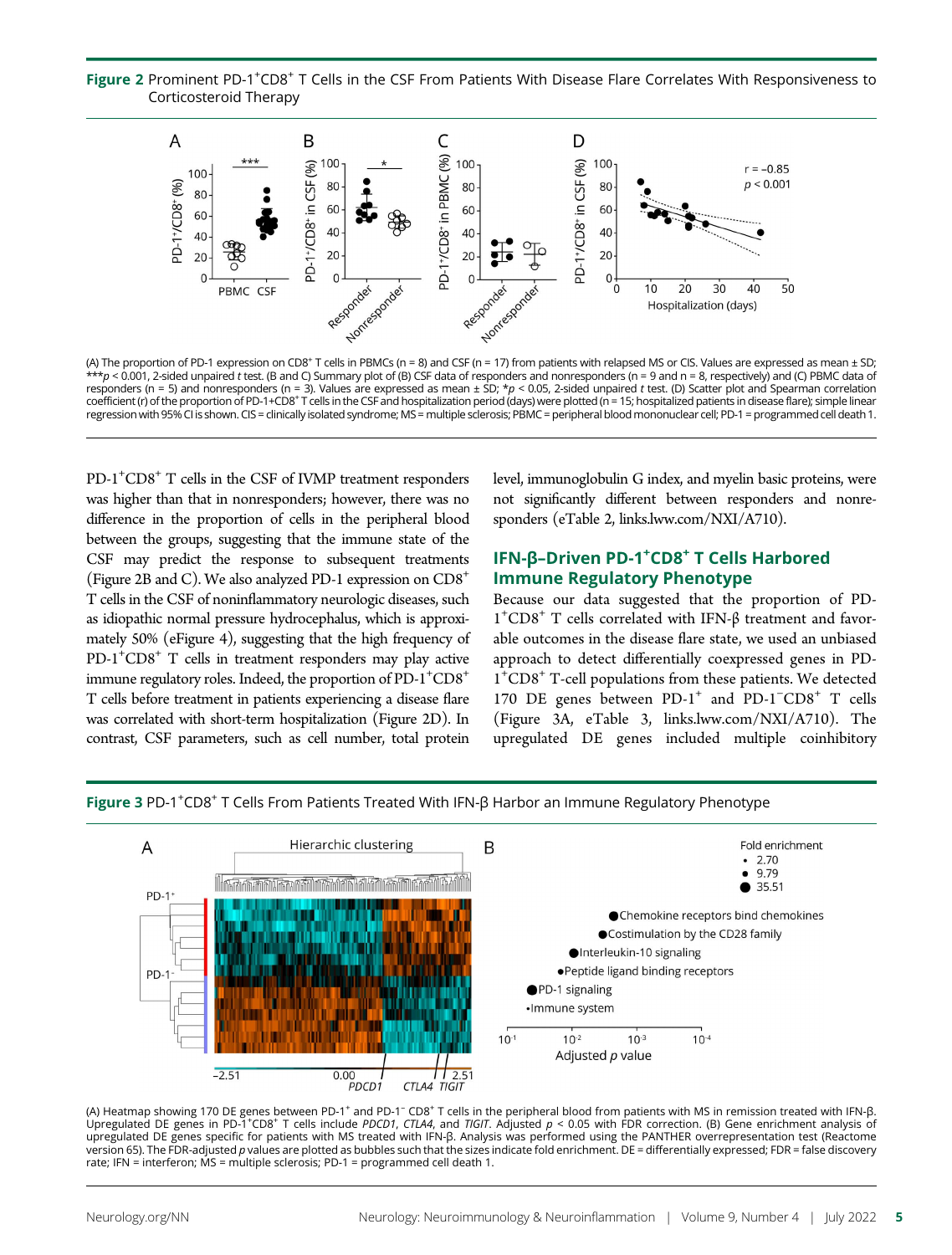**Figure 2** Prominent PD-1$^+$CD8$^+$ T Cells in the CSF From Patients With Disease Flare Correlates With Responsiveness to Corticosteroid Therapy

(A) The proportion of PD-1 expression on CD8$^+$ T cells in PBMCs (n = 8) and CSF (n = 17) from patients with relapsed MS or CIS. Values are expressed as mean ± SD; ***$p < 0.001$, 2-sided unpaired $t$ test. (B and C) Summary plot of (B) CSF data of responders and nonresponders (n = 9 and n = 8, respectively) and (C) PBMC data of responders (n = 5) and nonresponders (n = 3). Values are expressed as mean ± SD; *$p < 0.05$, 2-sided unpaired $t$ test. (D) Scatter plot and Spearman correlation coefficient (r) of the proportion of PD-1+CD8$^+$ T cells in the CSF and hospitalization period (days) were plotted (n = 15; hospitalized patients in disease flare); simple linear regression with 95% CI is shown. CIS = clinically isolated syndrome; MS = multiple sclerosis; PBMC = peripheral blood mononuclear cell; PD-1 = programmed cell death 1.

PD-1$^+$CD8$^+$ T cells in the CSF of IVMP treatment responders was higher than that in nonresponders; however, there was no difference in the proportion of cells in the peripheral blood between the groups, suggesting that the immune state of the CSF may predict the response to subsequent treatments (Figure 2B and C). We also analyzed PD-1 expression on CD8$^+$ T cells in the CSF of noninflammatory neurologic diseases, such as idiopathic normal pressure hydrocephalus, which is approximately 50% (eFigure 4), suggesting that the high frequency of PD-1$^+$CD8$^+$ T cells in treatment responders may play active immune regulatory roles. Indeed, the proportion of PD-1$^+$CD8$^+$ T cells before treatment in patients experiencing a disease flare was correlated with short-term hospitalization (Figure 2D). In contrast, CSF parameters, such as cell number, total protein level, immunoglobulin G index, and myelin basic proteins, were not significantly different between responders and nonresponders (eTable 2, links.lww.com/NXI/A710).

## IFN-β–Driven PD-1$^+$CD8$^+$ T Cells Harbored Immune Regulatory Phenotype

Because our data suggested that the proportion of PD-1$^+$CD8$^+$ T cells correlated with IFN-β treatment and favorable outcomes in the disease flare state, we used an unbiased approach to detect differentially coexpressed genes in PD-1$^+$CD8$^+$ T-cell populations from these patients. We detected 170 DE genes between PD-1$^+$ and PD-1$^-$CD8$^+$ T cells (Figure 3A, eTable 3, links.lww.com/NXI/A710). The upregulated DE genes included multiple coinhibitory

**Figure 3** PD-1$^+$CD8$^+$ T Cells From Patients Treated With IFN-β Harbor an Immune Regulatory Phenotype

(A) Heatmap showing 170 DE genes between PD-1$^+$ and PD-1$^-$ CD8$^+$ T cells in the peripheral blood from patients with MS in remission treated with IFN-β. Upregulated DE genes in PD-1$^+$CD8$^+$ T cells include *PDCD1*, *CTLA4*, and *TIGIT*. Adjusted $p < 0.05$ with FDR correction. (B) Gene enrichment analysis of upregulated DE genes specific for patients with MS treated with IFN-β. Analysis was performed using the PANTHER overrepresentation test (Reactome version 65). The FDR-adjusted $p$ values are plotted as bubbles such that the sizes indicate fold enrichment. DE = differentially expressed; FDR = false discovery rate; IFN = interferon; MS = multiple sclerosis; PD-1 = programmed cell death 1.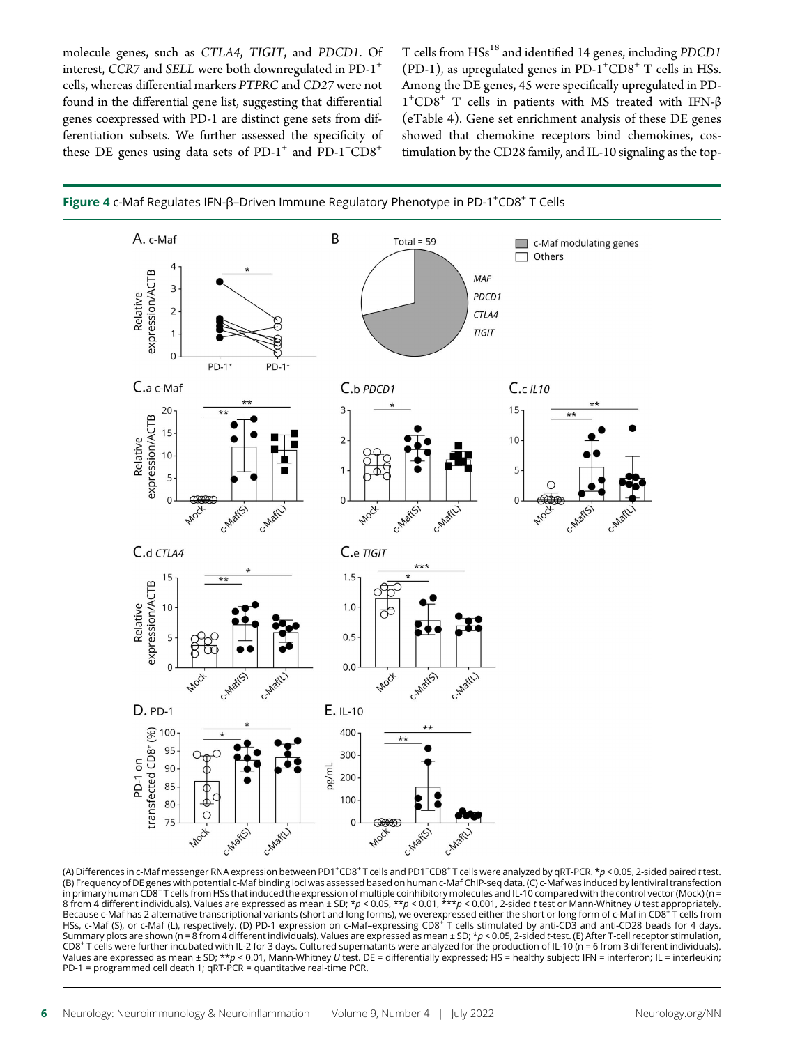molecule genes, such as *CTLA4*, *TIGIT*, and *PDCD1*. Of interest, *CCR7* and *SELL* were both downregulated in PD-1$^+$ cells, whereas differential markers *PTPRC* and *CD27* were not found in the differential gene list, suggesting that differential genes coexpressed with PD-1 are distinct gene sets from differentiation subsets. We further assessed the specificity of these DE genes using data sets of PD-1$^+$ and PD-1$^-$CD8$^+$ T cells from HSs[18] and identified 14 genes, including *PDCD1* (PD-1), as upregulated genes in PD-1$^+$CD8$^+$ T cells in HSs. Among the DE genes, 45 were specifically upregulated in PD-1$^+$CD8$^+$ T cells in patients with MS treated with IFN-β (eTable 4). Gene set enrichment analysis of these DE genes showed that chemokine receptors bind chemokines, costimulation by the CD28 family, and IL-10 signaling as the top-

**Figure 4** c-Maf Regulates IFN-β–Driven Immune Regulatory Phenotype in PD-1$^+$CD8$^+$ T Cells

(A) Differences in c-Maf messenger RNA expression between PD1$^+$CD8$^+$ T cells and PD1$^-$CD8$^+$ T cells were analyzed by qRT-PCR. *$p < 0.05$, 2-sided paired *t* test. (B) Frequency of DE genes with potential c-Maf binding loci was assessed based on human c-Maf ChIP-seq data. (C) c-Maf was induced by lentiviral transfection in primary human CD8$^+$ T cells from HSs that induced the expression of multiple coinhibitory molecules and IL-10 compared with the control vector (Mock) (n = 8 from 4 different individuals). Values are expressed as mean ± SD; *$p < 0.05$, **$p < 0.01$, ***$p < 0.001$, 2-sided *t* test or Mann-Whitney *U* test appropriately. Because c-Maf has 2 alternative transcriptional variants (short and long forms), we overexpressed either the short or long form of c-Maf in CD8$^+$ T cells from HSs, c-Maf (S), or c-Maf (L), respectively. (D) PD-1 expression on c-Maf–expressing CD8$^+$ T cells stimulated by anti-CD3 and anti-CD28 beads for 4 days. Summary plots are shown (n = 8 from 4 different individuals). Values are expressed as mean ± SD; *$p < 0.05$, 2-sided *t*-test. (E) After T-cell receptor stimulation, CD8$^+$ T cells were further incubated with IL-2 for 3 days. Cultured supernatants were analyzed for the production of IL-10 (n = 6 from 3 different individuals). Values are expressed as mean ± SD; **$p < 0.01$, Mann-Whitney *U* test. DE = differentially expressed; HS = healthy subject; IFN = interferon; IL = interleukin; PD-1 = programmed cell death 1; qRT-PCR = quantitative real-time PCR.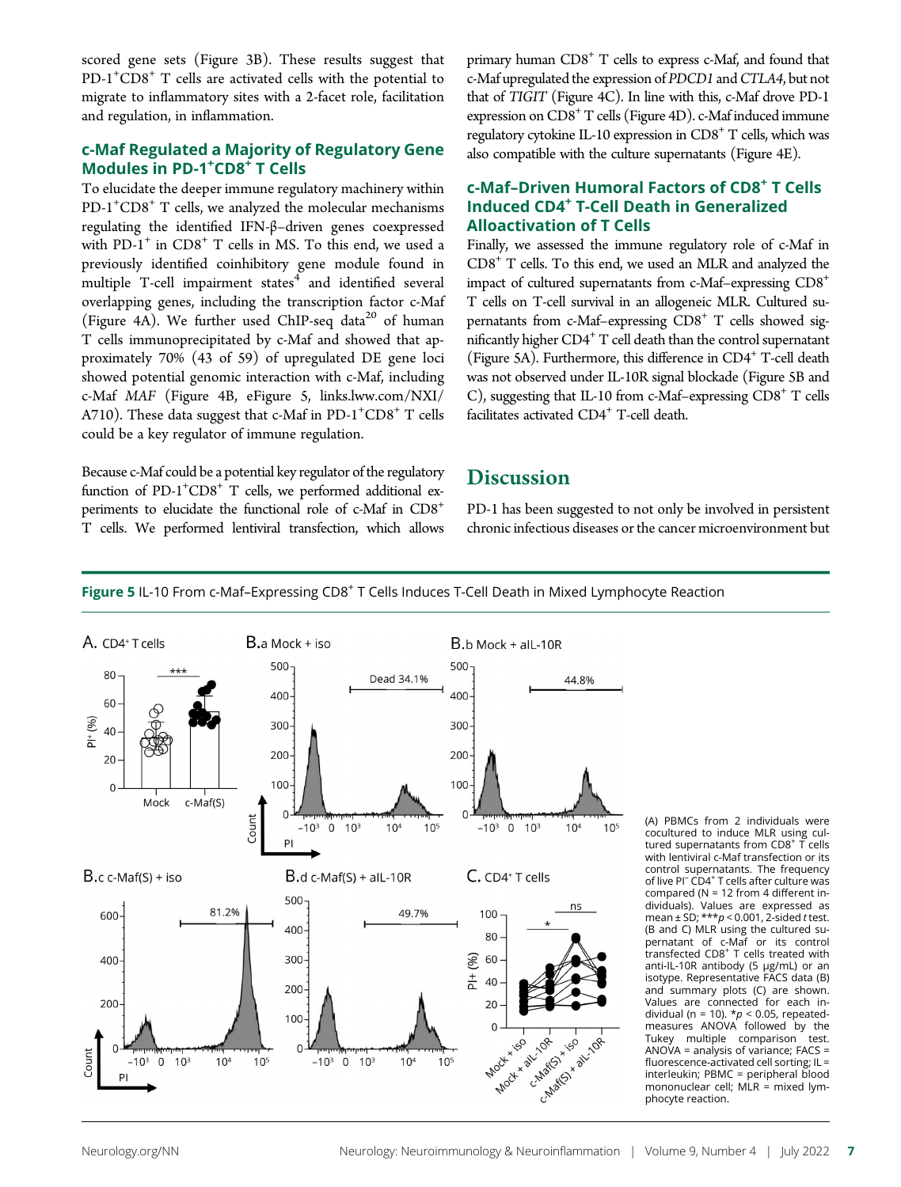scored gene sets (Figure 3B). These results suggest that PD-1+CD8+ T cells are activated cells with the potential to migrate to inflammatory sites with a 2-facet role, facilitation and regulation, in inflammation.

### c-Maf Regulated a Majority of Regulatory Gene Modules in PD-1+CD8+ T Cells

To elucidate the deeper immune regulatory machinery within PD-1+CD8+ T cells, we analyzed the molecular mechanisms regulating the identified IFN-β–driven genes coexpressed with PD-1+ in CD8+ T cells in MS. To this end, we used a previously identified coinhibitory gene module found in multiple T-cell impairment states[4] and identified several overlapping genes, including the transcription factor c-Maf (Figure 4A). We further used ChIP-seq data[20] of human T cells immunoprecipitated by c-Maf and showed that approximately 70% (43 of 59) of upregulated DE gene loci showed potential genomic interaction with c-Maf, including c-Maf *MAF* (Figure 4B, eFigure 5, links.lww.com/NXI/A710). These data suggest that c-Maf in PD-1+CD8+ T cells could be a key regulator of immune regulation.

Because c-Maf could be a potential key regulator of the regulatory function of PD-1+CD8+ T cells, we performed additional experiments to elucidate the functional role of c-Maf in CD8+ T cells. We performed lentiviral transfection, which allows primary human CD8+ T cells to express c-Maf, and found that c-Maf upregulated the expression of *PDCD1* and *CTLA4*, but not that of *TIGIT* (Figure 4C). In line with this, c-Maf drove PD-1 expression on CD8+ T cells (Figure 4D). c-Maf induced immune regulatory cytokine IL-10 expression in CD8+ T cells, which was also compatible with the culture supernatants (Figure 4E).

### c-Maf–Driven Humoral Factors of CD8+ T Cells Induced CD4+ T-Cell Death in Generalized Alloactivation of T Cells

Finally, we assessed the immune regulatory role of c-Maf in CD8+ T cells. To this end, we used an MLR and analyzed the impact of cultured supernatants from c-Maf–expressing CD8+ T cells on T-cell survival in an allogeneic MLR. Cultured supernatants from c-Maf–expressing CD8+ T cells showed significantly higher CD4+ T cell death than the control supernatant (Figure 5A). Furthermore, this difference in CD4+ T-cell death was not observed under IL-10R signal blockade (Figure 5B and C), suggesting that IL-10 from c-Maf–expressing CD8+ T cells facilitates activated CD4+ T-cell death.

## Discussion

PD-1 has been suggested to not only be involved in persistent chronic infectious diseases or the cancer microenvironment but

**Figure 5** IL-10 From c-Maf–Expressing CD8+ T Cells Induces T-Cell Death in Mixed Lymphocyte Reaction

(A) PBMCs from 2 individuals were cocultured to induce MLR using cultured supernatants from CD8+ T cells with lentiviral c-Maf transfection or its control supernatants. The frequency of live PI− CD4+ T cells after culture was compared (N = 12 from 4 different individuals). Values are expressed as mean ± SD; ***$p < 0.001$, 2-sided *t* test. (B and C) MLR using the cultured supernatant of c-Maf or its control transfected CD8+ T cells treated with anti-IL-10R antibody (5 μg/mL) or an isotype. Representative FACS data (B) and summary plots (C) are shown. Values are connected for each individual (n = 10). *$p < 0.05$, repeated-measures ANOVA followed by the Tukey multiple comparison test. ANOVA = analysis of variance; FACS = fluorescence-activated cell sorting; IL = interleukin; PBMC = peripheral blood mononuclear cell; MLR = mixed lymphocyte reaction.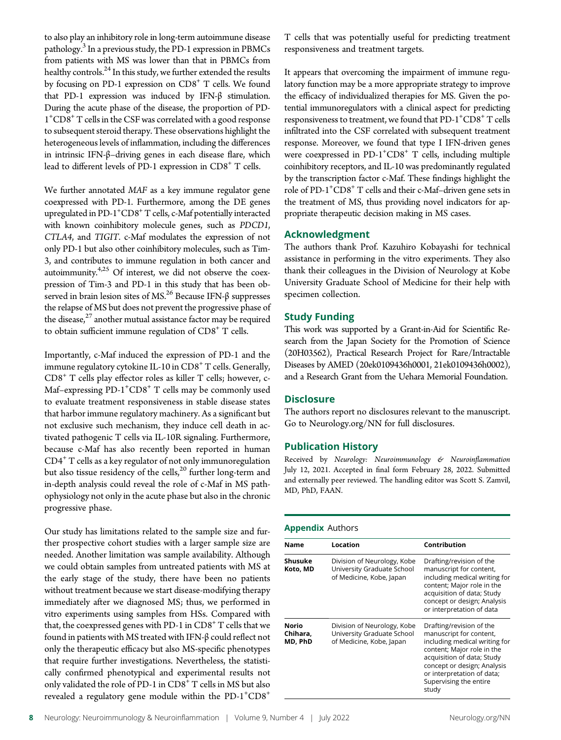to also play an inhibitory role in long-term autoimmune disease pathology.[3] In a previous study, the PD-1 expression in PBMCs from patients with MS was lower than that in PBMCs from healthy controls.[24] In this study, we further extended the results by focusing on PD-1 expression on $CD8^+$ T cells. We found that PD-1 expression was induced by IFN-β stimulation. During the acute phase of the disease, the proportion of PD-$1^+CD8^+$ T cells in the CSF was correlated with a good response to subsequent steroid therapy. These observations highlight the heterogeneous levels of inflammation, including the differences in intrinsic IFN-β–driving genes in each disease flare, which lead to different levels of PD-1 expression in $CD8^+$ T cells.

We further annotated *MAF* as a key immune regulator gene coexpressed with PD-1. Furthermore, among the DE genes upregulated in PD-$1^+CD8^+$ T cells, c-Maf potentially interacted with known coinhibitory molecule genes, such as *PDCD1*, *CTLA4*, and *TIGIT*. c-Maf modulates the expression of not only PD-1 but also other coinhibitory molecules, such as Tim-3, and contributes to immune regulation in both cancer and autoimmunity.[4,25] Of interest, we did not observe the coexpression of Tim-3 and PD-1 in this study that has been observed in brain lesion sites of MS.[26] Because IFN-β suppresses the relapse of MS but does not prevent the progressive phase of the disease,[27] another mutual assistance factor may be required to obtain sufficient immune regulation of $CD8^+$ T cells.

Importantly, c-Maf induced the expression of PD-1 and the immune regulatory cytokine IL-10 in $CD8^+$ T cells. Generally, $CD8^+$ T cells play effector roles as killer T cells; however, c-Maf–expressing PD-$1^+CD8^+$ T cells may be commonly used to evaluate treatment responsiveness in stable disease states that harbor immune regulatory machinery. As a significant but not exclusive such mechanism, they induce cell death in activated pathogenic T cells via IL-10R signaling. Furthermore, because c-Maf has also recently been reported in human $CD4^+$ T cells as a key regulator of not only immunoregulation but also tissue residency of the cells,[20] further long-term and in-depth analysis could reveal the role of c-Maf in MS pathophysiology not only in the acute phase but also in the chronic progressive phase.

Our study has limitations related to the sample size and further prospective cohort studies with a larger sample size are needed. Another limitation was sample availability. Although we could obtain samples from untreated patients with MS at the early stage of the study, there have been no patients without treatment because we start disease-modifying therapy immediately after we diagnosed MS; thus, we performed in vitro experiments using samples from HSs. Compared with that, the coexpressed genes with PD-1 in $CD8^+$ T cells that we found in patients with MS treated with IFN-β could reflect not only the therapeutic efficacy but also MS-specific phenotypes that require further investigations. Nevertheless, the statistically confirmed phenotypical and experimental results not only validated the role of PD-1 in $CD8^+$ T cells in MS but also revealed a regulatory gene module within the PD-$1^+CD8^+$ T cells that was potentially useful for predicting treatment responsiveness and treatment targets.

It appears that overcoming the impairment of immune regulatory function may be a more appropriate strategy to improve the efficacy of individualized therapies for MS. Given the potential immunoregulators with a clinical aspect for predicting responsiveness to treatment, we found that PD-$1^+CD8^+$ T cells infiltrated into the CSF correlated with subsequent treatment response. Moreover, we found that type I IFN-driven genes were coexpressed in PD-$1^+CD8^+$ T cells, including multiple coinhibitory receptors, and IL-10 was predominantly regulated by the transcription factor c-Maf. These findings highlight the role of PD-$1^+CD8^+$ T cells and their c-Maf–driven gene sets in the treatment of MS, thus providing novel indicators for appropriate therapeutic decision making in MS cases.

## Acknowledgment

The authors thank Prof. Kazuhiro Kobayashi for technical assistance in performing in the vitro experiments. They also thank their colleagues in the Division of Neurology at Kobe University Graduate School of Medicine for their help with specimen collection.

## Study Funding

This work was supported by a Grant-in-Aid for Scientific Research from the Japan Society for the Promotion of Science (20H03562), Practical Research Project for Rare/Intractable Diseases by AMED (20ek0109436h0001, 21ek0109436h0002), and a Research Grant from the Uehara Memorial Foundation.

## Disclosure

The authors report no disclosures relevant to the manuscript. Go to Neurology.org/NN for full disclosures.

## Publication History

Received by *Neurology: Neuroimmunology & Neuroinflammation* July 12, 2021. Accepted in final form February 28, 2022. Submitted and externally peer reviewed. The handling editor was Scott S. Zamvil, MD, PhD, FAAN.

**Appendix** Authors

| Name | Location | Contribution |
|---|---|---|
| **Shusuke Koto, MD** | Division of Neurology, Kobe University Graduate School of Medicine, Kobe, Japan | Drafting/revision of the manuscript for content, including medical writing for content; Major role in the acquisition of data; Study concept or design; Analysis or interpretation of data |
| **Norio Chihara, MD, PhD** | Division of Neurology, Kobe University Graduate School of Medicine, Kobe, Japan | Drafting/revision of the manuscript for content, including medical writing for content; Major role in the acquisition of data; Study concept or design; Analysis or interpretation of data; Supervising the entire study |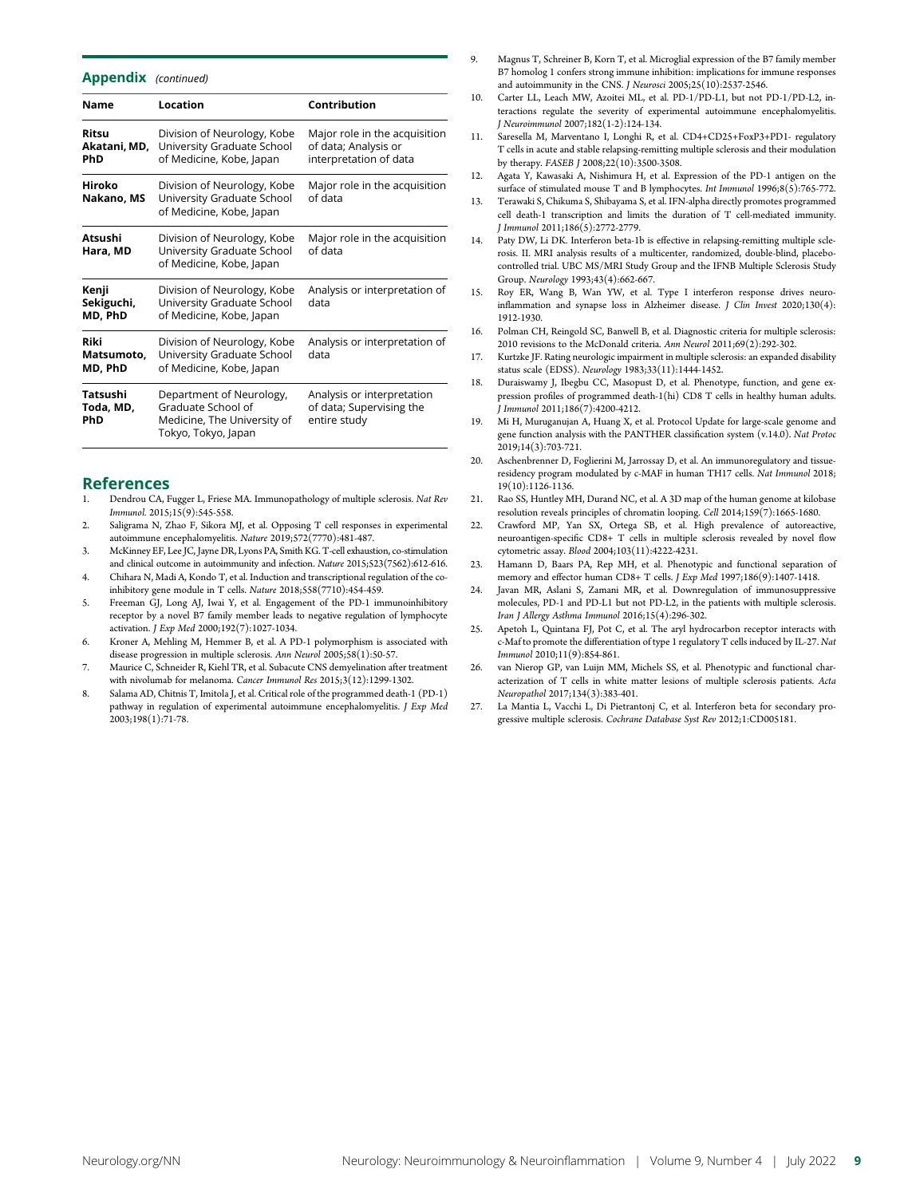## Appendix (continued)

| Name | Location | Contribution |
|---|---|---|
| **Ritsu Akatani, MD, PhD** | Division of Neurology, Kobe University Graduate School of Medicine, Kobe, Japan | Major role in the acquisition of data; Analysis or interpretation of data |
| **Hiroko Nakano, MS** | Division of Neurology, Kobe University Graduate School of Medicine, Kobe, Japan | Major role in the acquisition of data |
| **Atsushi Hara, MD** | Division of Neurology, Kobe University Graduate School of Medicine, Kobe, Japan | Major role in the acquisition of data |
| **Kenji Sekiguchi, MD, PhD** | Division of Neurology, Kobe University Graduate School of Medicine, Kobe, Japan | Analysis or interpretation of data |
| **Riki Matsumoto, MD, PhD** | Division of Neurology, Kobe University Graduate School of Medicine, Kobe, Japan | Analysis or interpretation of data |
| **Tatsushi Toda, MD, PhD** | Department of Neurology, Graduate School of Medicine, The University of Tokyo, Tokyo, Japan | Analysis or interpretation of data; Supervising the entire study |

## References

1. Dendrou CA, Fugger L, Friese MA. Immunopathology of multiple sclerosis. *Nat Rev Immunol.* 2015;15(9):545-558.
2. Saligrama N, Zhao F, Sikora MJ, et al. Opposing T cell responses in experimental autoimmune encephalomyelitis. *Nature* 2019;572(7770):481-487.
3. McKinney EF, Lee JC, Jayne DR, Lyons PA, Smith KG. T-cell exhaustion, co-stimulation and clinical outcome in autoimmunity and infection. *Nature* 2015;523(7562):612-616.
4. Chihara N, Madi A, Kondo T, et al. Induction and transcriptional regulation of the co-inhibitory gene module in T cells. *Nature* 2018;558(7710):454-459.
5. Freeman GJ, Long AJ, Iwai Y, et al. Engagement of the PD-1 immunoinhibitory receptor by a novel B7 family member leads to negative regulation of lymphocyte activation. *J Exp Med* 2000;192(7):1027-1034.
6. Kroner A, Mehling M, Hemmer B, et al. A PD-1 polymorphism is associated with disease progression in multiple sclerosis. *Ann Neurol* 2005;58(1):50-57.
7. Maurice C, Schneider R, Kiehl TR, et al. Subacute CNS demyelination after treatment with nivolumab for melanoma. *Cancer Immunol Res* 2015;3(12):1299-1302.
8. Salama AD, Chitnis T, Imitola J, et al. Critical role of the programmed death-1 (PD-1) pathway in regulation of experimental autoimmune encephalomyelitis. *J Exp Med* 2003;198(1):71-78.
9. Magnus T, Schreiner B, Korn T, et al. Microglial expression of the B7 family member B7 homolog 1 confers strong immune inhibition: implications for immune responses and autoimmunity in the CNS. *J Neurosci* 2005;25(10):2537-2546.
10. Carter LL, Leach MW, Azoitei ML, et al. PD-1/PD-L1, but not PD-1/PD-L2, interactions regulate the severity of experimental autoimmune encephalomyelitis. *J Neuroimmunol* 2007;182(1-2):124-134.
11. Saresella M, Marventano I, Longhi R, et al. CD4+CD25+FoxP3+PD1- regulatory T cells in acute and stable relapsing-remitting multiple sclerosis and their modulation by therapy. *FASEB J* 2008;22(10):3500-3508.
12. Agata Y, Kawasaki A, Nishimura H, et al. Expression of the PD-1 antigen on the surface of stimulated mouse T and B lymphocytes. *Int Immunol* 1996;8(5):765-772.
13. Terawaki S, Chikuma S, Shibayama S, et al. IFN-alpha directly promotes programmed cell death-1 transcription and limits the duration of T cell-mediated immunity. *J Immunol* 2011;186(5):2772-2779.
14. Paty DW, Li DK. Interferon beta-1b is effective in relapsing-remitting multiple sclerosis. II. MRI analysis results of a multicenter, randomized, double-blind, placebo-controlled trial. UBC MS/MRI Study Group and the IFNB Multiple Sclerosis Study Group. *Neurology* 1993;43(4):662-667.
15. Roy ER, Wang B, Wan YW, et al. Type I interferon response drives neuroinflammation and synapse loss in Alzheimer disease. *J Clin Invest* 2020;130(4): 1912-1930.
16. Polman CH, Reingold SC, Banwell B, et al. Diagnostic criteria for multiple sclerosis: 2010 revisions to the McDonald criteria. *Ann Neurol* 2011;69(2):292-302.
17. Kurtzke JF. Rating neurologic impairment in multiple sclerosis: an expanded disability status scale (EDSS). *Neurology* 1983;33(11):1444-1452.
18. Duraiswamy J, Ibegbu CC, Masopust D, et al. Phenotype, function, and gene expression profiles of programmed death-1(hi) CD8 T cells in healthy human adults. *J Immunol* 2011;186(7):4200-4212.
19. Mi H, Muruganujan A, Huang X, et al. Protocol Update for large-scale genome and gene function analysis with the PANTHER classification system (v.14.0). *Nat Protoc* 2019;14(3):703-721.
20. Aschenbrenner D, Foglierini M, Jarrossay D, et al. An immunoregulatory and tissue-residency program modulated by c-MAF in human TH17 cells. *Nat Immunol* 2018; 19(10):1126-1136.
21. Rao SS, Huntley MH, Durand NC, et al. A 3D map of the human genome at kilobase resolution reveals principles of chromatin looping. *Cell* 2014;159(7):1665-1680.
22. Crawford MP, Yan SX, Ortega SB, et al. High prevalence of autoreactive, neuroantigen-specific CD8+ T cells in multiple sclerosis revealed by novel flow cytometric assay. *Blood* 2004;103(11):4222-4231.
23. Hamann D, Baars PA, Rep MH, et al. Phenotypic and functional separation of memory and effector human CD8+ T cells. *J Exp Med* 1997;186(9):1407-1418.
24. Javan MR, Aslani S, Zamani MR, et al. Downregulation of immunosuppressive molecules, PD-1 and PD-L1 but not PD-L2, in the patients with multiple sclerosis. *Iran J Allergy Asthma Immunol* 2016;15(4):296-302.
25. Apetoh L, Quintana FJ, Pot C, et al. The aryl hydrocarbon receptor interacts with c-Maf to promote the differentiation of type 1 regulatory T cells induced by IL-27. *Nat Immunol* 2010;11(9):854-861.
26. van Nierop GP, van Luijn MM, Michels SS, et al. Phenotypic and functional characterization of T cells in white matter lesions of multiple sclerosis patients. *Acta Neuropathol* 2017;134(3):383-401.
27. La Mantia L, Vacchi L, Di Pietrantonj C, et al. Interferon beta for secondary progressive multiple sclerosis. *Cochrane Database Syst Rev* 2012;1:CD005181.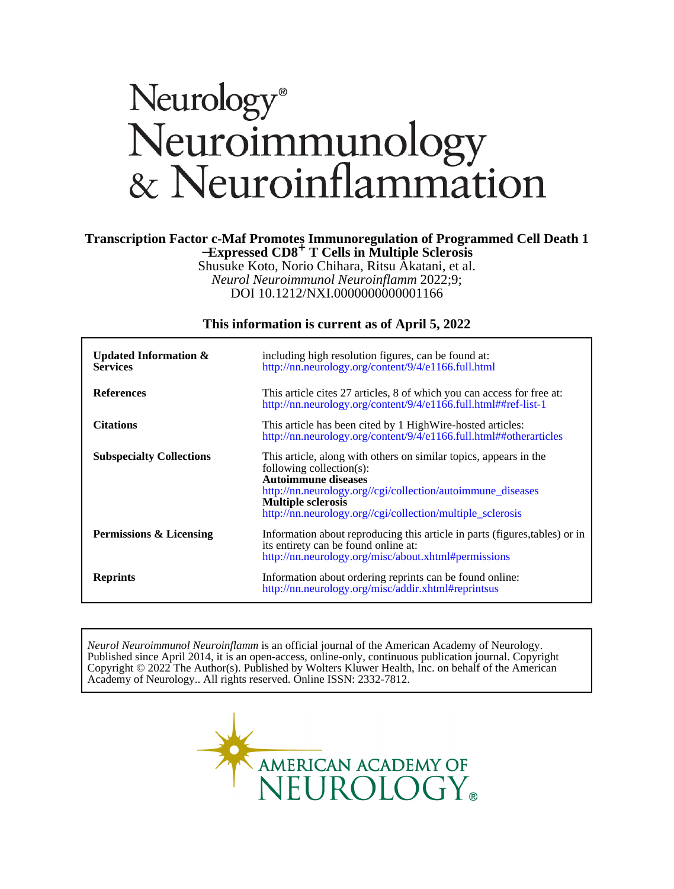# Neurology® Neuroimmunology & Neuroinflammation

**Transcription Factor c-Maf Promotes Immunoregulation of Programmed Cell Death 1 –Expressed CD8$^{+}$ T Cells in Multiple Sclerosis**

Shusuke Koto, Norio Chihara, Ritsu Akatani, et al.

*Neurol Neuroimmunol Neuroinflamm* 2022;9;

DOI 10.1212/NXI.0000000000001166

**This information is current as of April 5, 2022**

| | |
|---|---|
| **Updated Information & Services** | including high resolution figures, can be found at: http://nn.neurology.org/content/9/4/e1166.full.html |
| **References** | This article cites 27 articles, 8 of which you can access for free at: http://nn.neurology.org/content/9/4/e1166.full.html##ref-list-1 |
| **Citations** | This article has been cited by 1 HighWire-hosted articles: http://nn.neurology.org/content/9/4/e1166.full.html##otherarticles |
| **Subspecialty Collections** | This article, along with others on similar topics, appears in the following collection(s): **Autoimmune diseases** http://nn.neurology.org//cgi/collection/autoimmune_diseases **Multiple sclerosis** http://nn.neurology.org//cgi/collection/multiple_sclerosis |
| **Permissions & Licensing** | Information about reproducing this article in parts (figures,tables) or in its entirety can be found online at: http://nn.neurology.org/misc/about.xhtml#permissions |
| **Reprints** | Information about ordering reprints can be found online: http://nn.neurology.org/misc/addir.xhtml#reprintsus |

*Neurol Neuroimmunol Neuroinflamm* is an official journal of the American Academy of Neurology. Published since April 2014, it is an open-access, online-only, continuous publication journal. Copyright Copyright © 2022 The Author(s). Published by Wolters Kluwer Health, Inc. on behalf of the American Academy of Neurology.. All rights reserved. Online ISSN: 2332-7812.

AMERICAN ACADEMY OF NEUROLOGY®